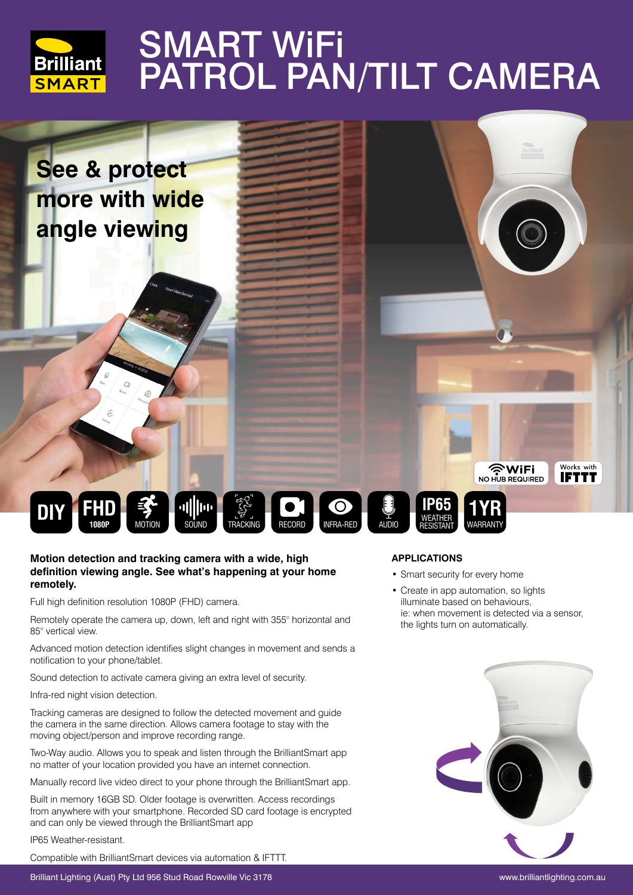# SMART WiFi PATROL PAN/TILT CAMERA

## See & protect more with wide angle viewing

WiFi NO HUB REQUIRED | Works with IFTTT

DIY | FHD 1080P | MOTION | SOUND | TRACKING | RECORD | INFRA-RED | AUDIO | IP65 WEATHER RESISTANT | 1YR WARRANTY

**Motion detection and tracking camera with a wide, high definition viewing angle. See what's happening at your home remotely.**

Full high definition resolution 1080P (FHD) camera.

Remotely operate the camera up, down, left and right with 355° horizontal and 85° vertical view.

Advanced motion detection identifies slight changes in movement and sends a notification to your phone/tablet.

Sound detection to activate camera giving an extra level of security.

Infra-red night vision detection.

Tracking cameras are designed to follow the detected movement and guide the camera in the same direction. Allows camera footage to stay with the moving object/person and improve recording range.

Two-Way audio. Allows you to speak and listen through the BrilliantSmart app no matter of your location provided you have an internet connection.

Manually record live video direct to your phone through the BrilliantSmart app.

Built in memory 16GB SD. Older footage is overwritten. Access recordings from anywhere with your smartphone. Recorded SD card footage is encrypted and can only be viewed through the BrilliantSmart app

IP65 Weather-resistant.

Compatible with BrilliantSmart devices via automation & IFTTT.

### APPLICATIONS

- Smart security for every home
- Create in app automation, so lights illuminate based on behaviours, ie: when movement is detected via a sensor, the lights turn on automatically.

Brilliant Lighting (Aust) Pty Ltd 956 Stud Road Rowville Vic 3178

www.brilliantlighting.com.au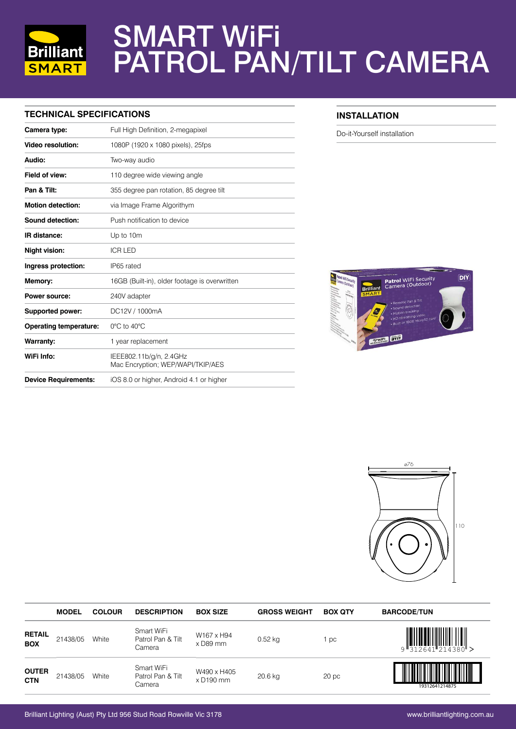# SMART WiFi PATROL PAN/TILT CAMERA

## TECHNICAL SPECIFICATIONS

| | |
|---|---|
| **Camera type:** | Full High Definition, 2-megapixel |
| **Video resolution:** | 1080P (1920 x 1080 pixels), 25fps |
| **Audio:** | Two-way audio |
| **Field of view:** | 110 degree wide viewing angle |
| **Pan & Tilt:** | 355 degree pan rotation, 85 degree tilt |
| **Motion detection:** | via Image Frame Algorithym |
| **Sound detection:** | Push notification to device |
| **IR distance:** | Up to 10m |
| **Night vision:** | ICR LED |
| **Ingress protection:** | IP65 rated |
| **Memory:** | 16GB (Built-in), older footage is overwritten |
| **Power source:** | 240V adapter |
| **Supported power:** | DC12V / 1000mA |
| **Operating temperature:** | 0°C to 40°C |
| **Warranty:** | 1 year replacement |
| **WiFi Info:** | IEEE802.11b/g/n, 2.4GHz<br>Mac Encryption; WEP/WAPI/TKIP/AES |
| **Device Requirements:** | iOS 8.0 or higher, Android 4.1 or higher |

## INSTALLATION

Do-it-Yourself installation

ø76

110

| | MODEL | COLOUR | DESCRIPTION | BOX SIZE | GROSS WEIGHT | BOX QTY | BARCODE/TUN |
|---|---|---|---|---|---|---|---|
| **RETAIL BOX** | 21438/05 | White | Smart WiFi Patrol Pan & Tilt Camera | W167 x H94 x D89 mm | 0.52 kg | 1 pc | 9 312641 214380 |
| **OUTER CTN** | 21438/05 | White | Smart WiFi Patrol Pan & Tilt Camera | W490 x H405 x D190 mm | 20.6 kg | 20 pc | 19312641214875 |

Brilliant Lighting (Aust) Pty Ltd 956 Stud Road Rowville Vic 3178

www.brilliantlighting.com.au